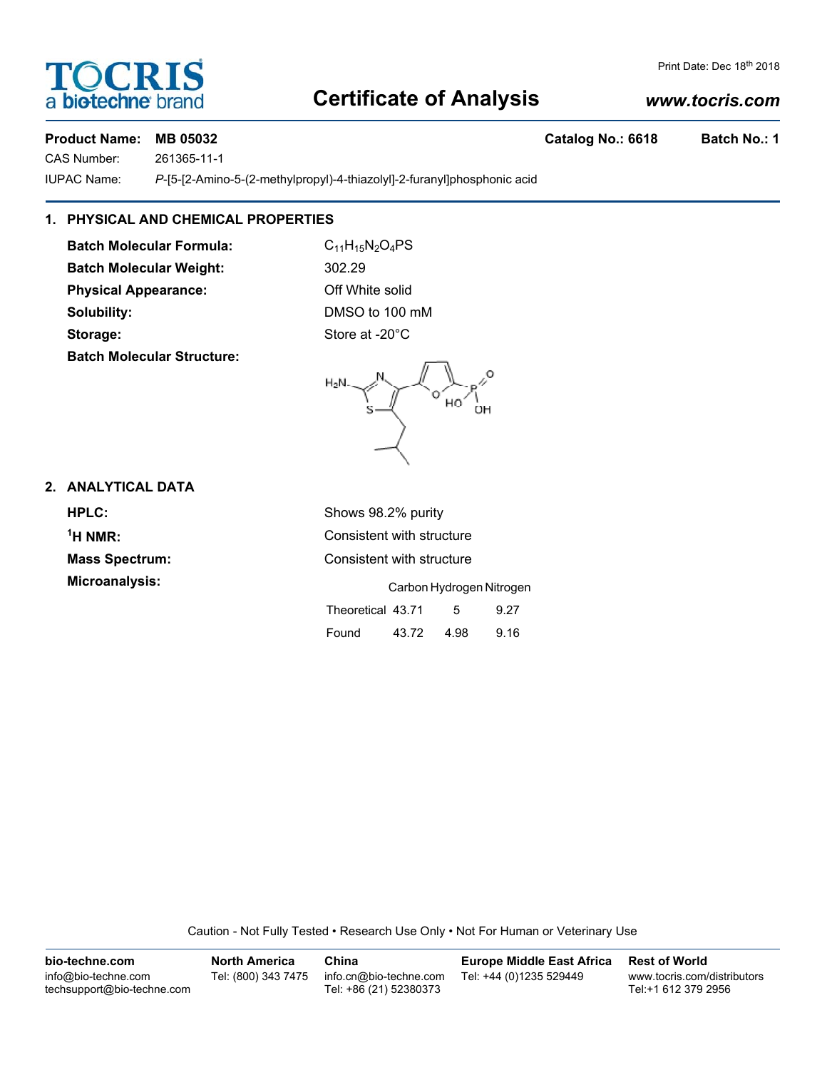# Certificate of Analysis

Print Date: Dec 18th 2018

www.tocris.com

**Product Name: MB 05032** **Catalog No.: 6618** **Batch No.: 1**

CAS Number: 261365-11-1

IUPAC Name: *P*-[5-[2-Amino-5-(2-methylpropyl)-4-thiazolyl]-2-furanyl]phosphonic acid

## 1. PHYSICAL AND CHEMICAL PROPERTIES

**Batch Molecular Formula:** $C_{11}H_{15}N_2O_4PS$

**Batch Molecular Weight:** 302.29

**Physical Appearance:** Off White solid

**Solubility:** DMSO to 100 mM

**Storage:** Store at -20°C

**Batch Molecular Structure:**

## 2. ANALYTICAL DATA

**HPLC:** Shows 98.2% purity

**$^1$H NMR:** Consistent with structure

**Mass Spectrum:** Consistent with structure

**Microanalysis:**

| | Carbon | Hydrogen | Nitrogen |
|---|---|---|---|
| Theoretical | 43.71 | 5 | 9.27 |
| Found | 43.72 | 4.98 | 9.16 |

Caution - Not Fully Tested • Research Use Only • Not For Human or Veterinary Use

| bio-techne.com | North America | China | Europe Middle East Africa | Rest of World |
|---|---|---|---|---|
| info@bio-techne.com techsupport@bio-techne.com | Tel: (800) 343 7475 | info.cn@bio-techne.com Tel: +86 (21) 52380373 | Tel: +44 (0)1235 529449 | www.tocris.com/distributors Tel:+1 612 379 2956 |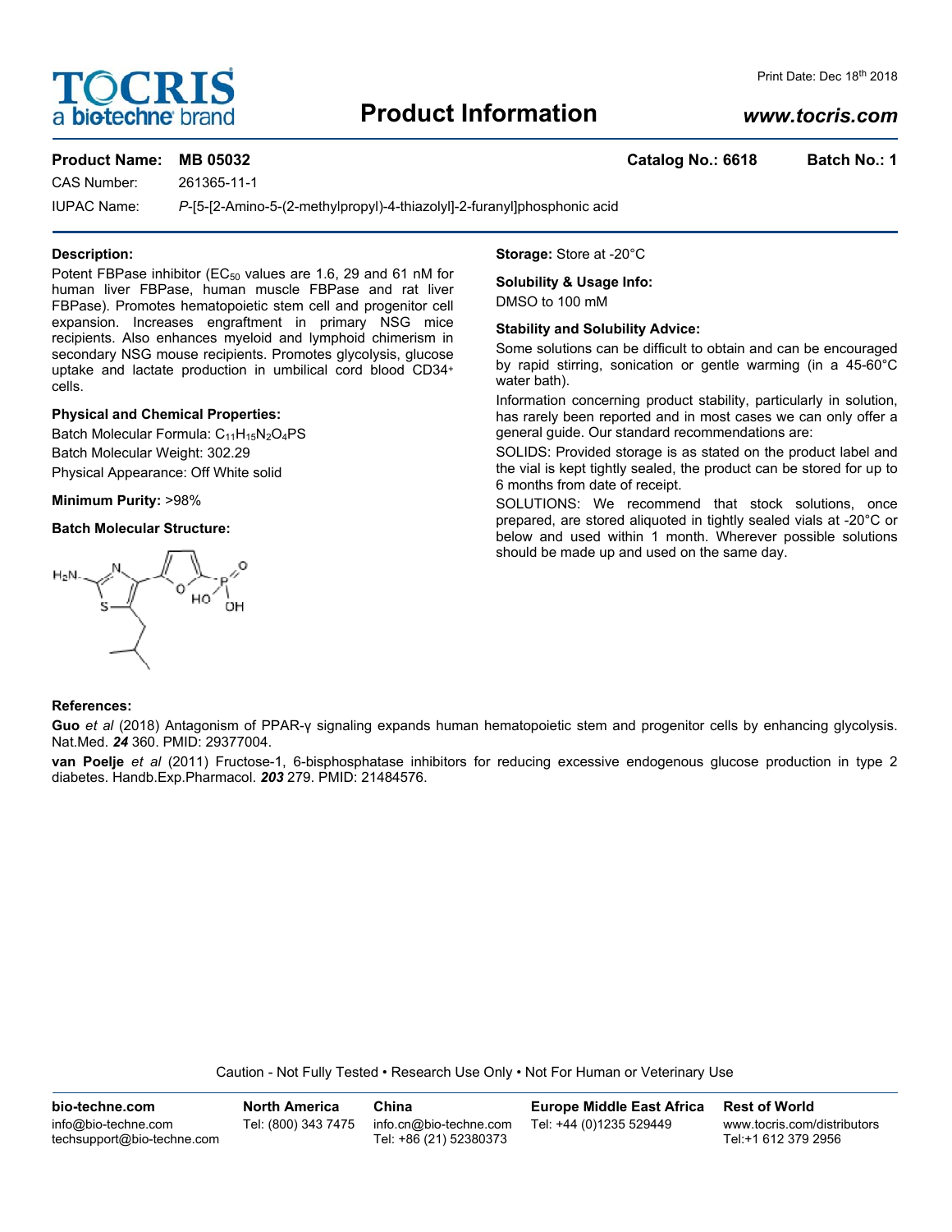# Product Information

**Product Name: MB 05032** **Catalog No.: 6618** **Batch No.: 1**

CAS Number: 261365-11-1

IUPAC Name: *P*-[5-[2-Amino-5-(2-methylpropyl)-4-thiazolyl]-2-furanyl]phosphonic acid

### Description:

Potent FBPase inhibitor ($EC_{50}$ values are 1.6, 29 and 61 nM for human liver FBPase, human muscle FBPase and rat liver FBPase). Promotes hematopoietic stem cell and progenitor cell expansion. Increases engraftment in primary NSG mice recipients. Also enhances myeloid and lymphoid chimerism in secondary NSG mouse recipients. Promotes glycolysis, glucose uptake and lactate production in umbilical cord blood $CD34^{+}$ cells.

### Physical and Chemical Properties:

Batch Molecular Formula: $C_{11}H_{15}N_2O_4PS$

Batch Molecular Weight: 302.29

Physical Appearance: Off White solid

**Minimum Purity:** >98%

### Batch Molecular Structure:

H2N, N, S, O, P, O, HO, OH

**Storage:** Store at -20°C

### Solubility & Usage Info:

DMSO to 100 mM

### Stability and Solubility Advice:

Some solutions can be difficult to obtain and can be encouraged by rapid stirring, sonication or gentle warming (in a 45-60°C water bath).

Information concerning product stability, particularly in solution, has rarely been reported and in most cases we can only offer a general guide. Our standard recommendations are:

SOLIDS: Provided storage is as stated on the product label and the vial is kept tightly sealed, the product can be stored for up to 6 months from date of receipt.

SOLUTIONS: We recommend that stock solutions, once prepared, are stored aliquoted in tightly sealed vials at -20°C or below and used within 1 month. Wherever possible solutions should be made up and used on the same day.

### References:

**Guo** *et al* (2018) Antagonism of PPAR-γ signaling expands human hematopoietic stem and progenitor cells by enhancing glycolysis. Nat.Med. ***24*** 360. PMID: 29377004.

**van Poelje** *et al* (2011) Fructose-1, 6-bisphosphatase inhibitors for reducing excessive endogenous glucose production in type 2 diabetes. Handb.Exp.Pharmacol. ***203*** 279. PMID: 21484576.

Caution - Not Fully Tested • Research Use Only • Not For Human or Veterinary Use

| bio-techne.com | North America | China | Europe Middle East Africa | Rest of World |
| --- | --- | --- | --- | --- |
| info@bio-techne.com<br>techsupport@bio-techne.com | Tel: (800) 343 7475 | info.cn@bio-techne.com<br>Tel: +86 (21) 52380373 | Tel: +44 (0)1235 529449 | www.tocris.com/distributors<br>Tel:+1 612 379 2956 |